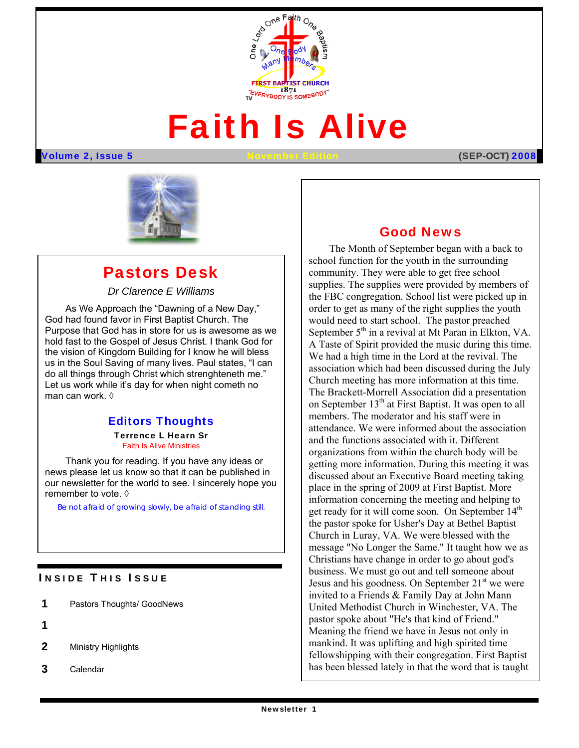# Faith Is Alive

**Volume 2, Issue 5** November Edition **(SEP-OCT) 2008**

## Pastors Desk

*Dr Clarence E Williams*

As We Approach the "Dawning of a New Day," God had found favor in First Baptist Church. The Purpose that God has in store for us is awesome as we hold fast to the Gospel of Jesus Christ. I thank God for the vision of Kingdom Building for I know he will bless us in the Soul Saving of many lives. Paul states, "I can do all things through Christ which strenghteneth me." Let us work while it's day for when night cometh no man can work. ◊

## Editors Thoughts

**Terrence L Hearn Sr**

Faith Is Alive Ministries

Thank you for reading. If you have any ideas or news please let us know so that it can be published in our newsletter for the world to see. I sincerely hope you remember to vote. ◊

Be not afraid of growing slowly, be afraid of standing still.

### Inside This Issue

| | |
|---|---|
| 1 | Pastors Thoughts/ GoodNews |
| 1 | |
| 2 | Ministry Highlights |
| 3 | Calendar |

## Good News

The Month of September began with a back to school function for the youth in the surrounding community. They were able to get free school supplies. The supplies were provided by members of the FBC congregation. School list were picked up in order to get as many of the right supplies the youth would need to start school. The pastor preached September 5th in a revival at Mt Paran in Elkton, VA. A Taste of Spirit provided the music during this time. We had a high time in the Lord at the revival. The association which had been discussed during the July Church meeting has more information at this time. The Brackett-Morrell Association did a presentation on September 13th at First Baptist. It was open to all members. The moderator and his staff were in attendance. We were informed about the association and the functions associated with it. Different organizations from within the church body will be getting more information. During this meeting it was discussed about an Executive Board meeting taking place in the spring of 2009 at First Baptist. More information concerning the meeting and helping to get ready for it will come soon. On September 14th the pastor spoke for Usher's Day at Bethel Baptist Church in Luray, VA. We were blessed with the message "No Longer the Same." It taught how we as Christians have change in order to go about god's business. We must go out and tell someone about Jesus and his goodness. On September 21st we were invited to a Friends & Family Day at John Mann United Methodist Church in Winchester, VA. The pastor spoke about "He's that kind of Friend." Meaning the friend we have in Jesus not only in mankind. It was uplifting and high spirited time fellowshipping with their congregation. First Baptist has been blessed lately in that the word that is taught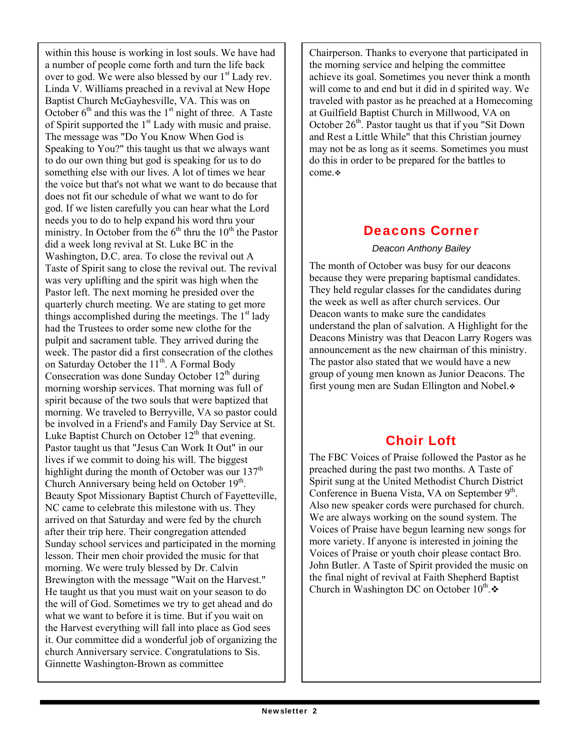within this house is working in lost souls. We have had a number of people come forth and turn the life back over to god. We were also blessed by our 1st Lady rev. Linda V. Williams preached in a revival at New Hope Baptist Church McGayhesville, VA. This was on October 6th and this was the 1st night of three. A Taste of Spirit supported the 1st Lady with music and praise. The message was "Do You Know When God is Speaking to You?" this taught us that we always want to do our own thing but god is speaking for us to do something else with our lives. A lot of times we hear the voice but that's not what we want to do because that does not fit our schedule of what we want to do for god. If we listen carefully you can hear what the Lord needs you to do to help expand his word thru your ministry. In October from the 6th thru the 10th the Pastor did a week long revival at St. Luke BC in the Washington, D.C. area. To close the revival out A Taste of Spirit sang to close the revival out. The revival was very uplifting and the spirit was high when the Pastor left. The next morning he presided over the quarterly church meeting. We are stating to get more things accomplished during the meetings. The 1st lady had the Trustees to order some new clothe for the pulpit and sacrament table. They arrived during the week. The pastor did a first consecration of the clothes on Saturday October the 11th. A Formal Body Consecration was done Sunday October 12th during morning worship services. That morning was full of spirit because of the two souls that were baptized that morning. We traveled to Berryville, VA so pastor could be involved in a Friend's and Family Day Service at St. Luke Baptist Church on October 12th that evening. Pastor taught us that "Jesus Can Work It Out" in our lives if we commit to doing his will. The biggest highlight during the month of October was our 137th Church Anniversary being held on October 19th. Beauty Spot Missionary Baptist Church of Fayetteville, NC came to celebrate this milestone with us. They arrived on that Saturday and were fed by the church after their trip here. Their congregation attended Sunday school services and participated in the morning lesson. Their men choir provided the music for that morning. We were truly blessed by Dr. Calvin Brewington with the message "Wait on the Harvest." He taught us that you must wait on your season to do the will of God. Sometimes we try to get ahead and do what we want to before it is time. But if you wait on the Harvest everything will fall into place as God sees it. Our committee did a wonderful job of organizing the church Anniversary service. Congratulations to Sis. Ginnette Washington-Brown as committee Chairperson. Thanks to everyone that participated in the morning service and helping the committee achieve its goal. Sometimes you never think a month will come to and end but it did in d spirited way. We traveled with pastor as he preached at a Homecoming at Guilfield Baptist Church in Millwood, VA on October 26th. Pastor taught us that if you "Sit Down and Rest a Little While" that this Christian journey may not be as long as it seems. Sometimes you must do this in order to be prepared for the battles to come.❖

## Deacons Corner

*Deacon Anthony Bailey*

The month of October was busy for our deacons because they were preparing baptismal candidates. They held regular classes for the candidates during the week as well as after church services. Our Deacon wants to make sure the candidates understand the plan of salvation. A Highlight for the Deacons Ministry was that Deacon Larry Rogers was announcement as the new chairman of this ministry. The pastor also stated that we would have a new group of young men known as Junior Deacons. The first young men are Sudan Ellington and Nobel.❖

## Choir Loft

The FBC Voices of Praise followed the Pastor as he preached during the past two months. A Taste of Spirit sung at the United Methodist Church District Conference in Buena Vista, VA on September 9th. Also new speaker cords were purchased for church. We are always working on the sound system. The Voices of Praise have begun learning new songs for more variety. If anyone is interested in joining the Voices of Praise or youth choir please contact Bro. John Butler. A Taste of Spirit provided the music on the final night of revival at Faith Shepherd Baptist Church in Washington DC on October 10th.❖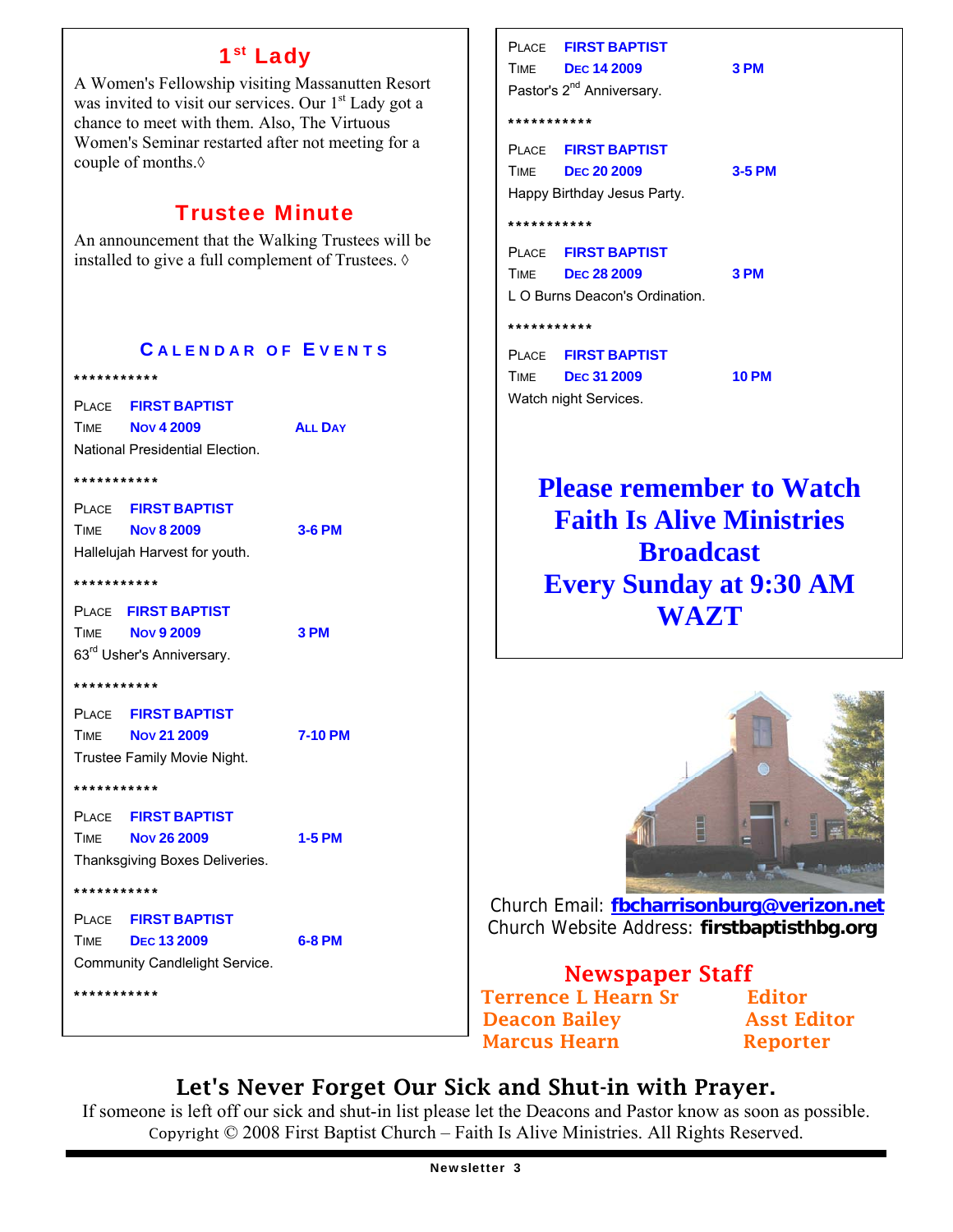## 1st Lady

A Women's Fellowship visiting Massanutten Resort was invited to visit our services. Our 1st Lady got a chance to meet with them. Also, The Virtuous Women's Seminar restarted after not meeting for a couple of months.◊

## Trustee Minute

An announcement that the Walking Trustees will be installed to give a full complement of Trustees. ◊

### Calendar of Events

\*\*\*\*\*\*\*\*\*\*\*

PLACE **FIRST BAPTIST**
TIME **NOV 4 2009** **ALL DAY**
National Presidential Election.

\*\*\*\*\*\*\*\*\*\*\*

PLACE **FIRST BAPTIST**
TIME **NOV 8 2009** **3-6 PM**
Hallelujah Harvest for youth.

\*\*\*\*\*\*\*\*\*\*\*

PLACE **FIRST BAPTIST**
TIME **NOV 9 2009** **3 PM**
63rd Usher's Anniversary.

\*\*\*\*\*\*\*\*\*\*\*

PLACE **FIRST BAPTIST**
TIME **NOV 21 2009** **7-10 PM**
Trustee Family Movie Night.

\*\*\*\*\*\*\*\*\*\*\*

PLACE **FIRST BAPTIST**
TIME **NOV 26 2009** **1-5 PM**
Thanksgiving Boxes Deliveries.

\*\*\*\*\*\*\*\*\*\*\*

PLACE **FIRST BAPTIST**
TIME **DEC 13 2009** **6-8 PM**
Community Candlelight Service.

\*\*\*\*\*\*\*\*\*\*\*

PLACE **FIRST BAPTIST**
TIME **DEC 14 2009** **3 PM**
Pastor's 2nd Anniversary.

\*\*\*\*\*\*\*\*\*\*\*

PLACE **FIRST BAPTIST**
TIME **DEC 20 2009** **3-5 PM**
Happy Birthday Jesus Party.

\*\*\*\*\*\*\*\*\*\*\*

PLACE **FIRST BAPTIST**
TIME **DEC 28 2009** **3 PM**
L O Burns Deacon's Ordination.

\*\*\*\*\*\*\*\*\*\*\*

PLACE **FIRST BAPTIST**
TIME **DEC 31 2009** **10 PM**
Watch night Services.

**Please remember to Watch Faith Is Alive Ministries Broadcast Every Sunday at 9:30 AM WAZT**

Church Email: **fbcharrisonburg@verizon.net**
Church Website Address: **firstbaptisthbg.org**

## Newspaper Staff

| | |
|---|---|
| Terrence L Hearn Sr | Editor |
| Deacon Bailey | Asst Editor |
| Marcus Hearn | Reporter |

## Let's Never Forget Our Sick and Shut-in with Prayer.

If someone is left off our sick and shut-in list please let the Deacons and Pastor know as soon as possible.
Copyright © 2008 First Baptist Church – Faith Is Alive Ministries. All Rights Reserved.